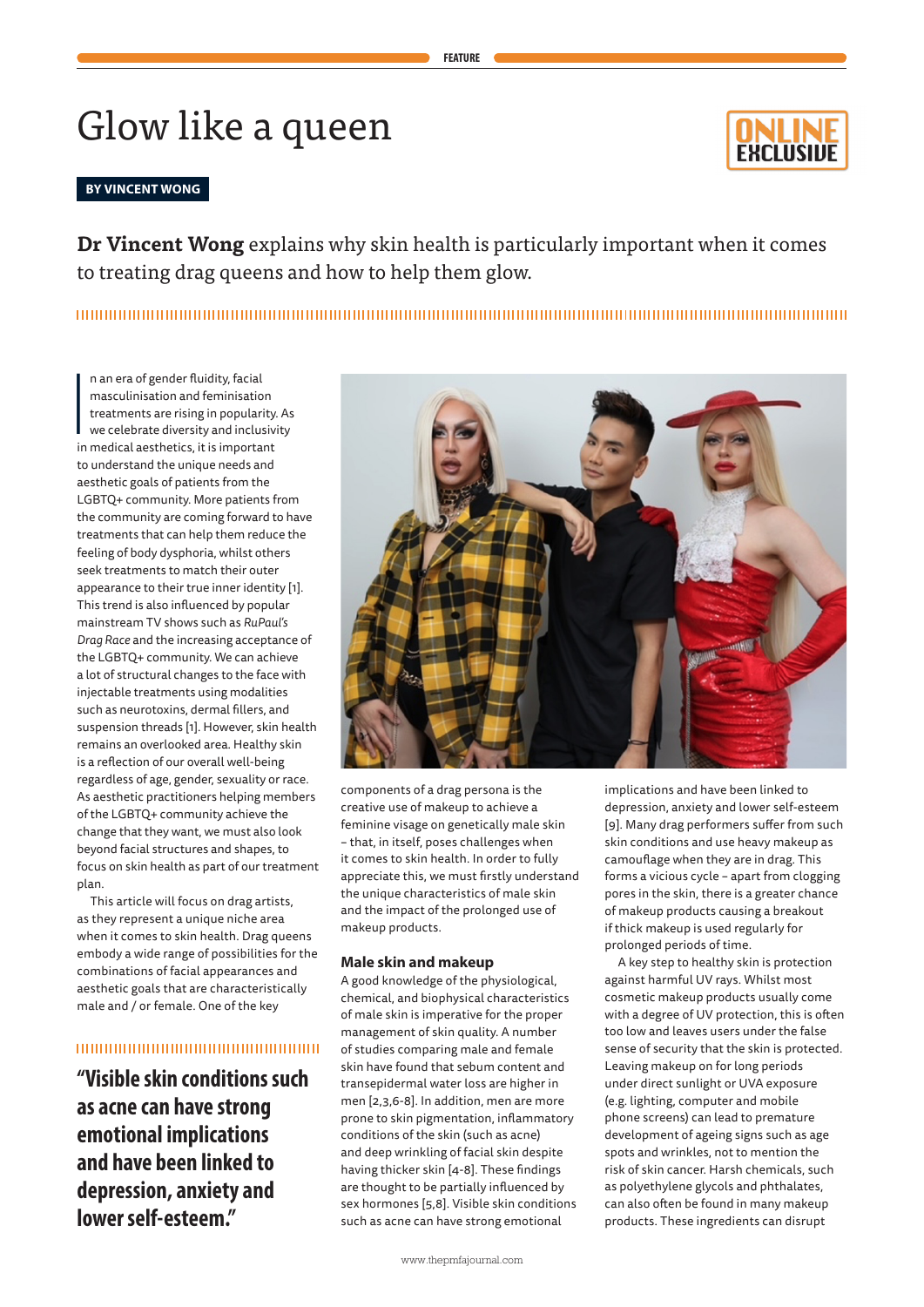FEATURE

# Glow like a queen

ONLINE EXCLUSIVE

**BY VINCENT WONG**

**Dr Vincent Wong** explains why skin health is particularly important when it comes to treating drag queens and how to help them glow.

In an era of gender fluidity, facial masculinisation and feminisation treatments are rising in popularity. As we celebrate diversity and inclusivity in medical aesthetics, it is important to understand the unique needs and aesthetic goals of patients from the LGBTQ+ community. More patients from the community are coming forward to have treatments that can help them reduce the feeling of body dysphoria, whilst others seek treatments to match their outer appearance to their true inner identity [1]. This trend is also influenced by popular mainstream TV shows such as *RuPaul's Drag Race* and the increasing acceptance of the LGBTQ+ community. We can achieve a lot of structural changes to the face with injectable treatments using modalities such as neurotoxins, dermal fillers, and suspension threads [1]. However, skin health remains an overlooked area. Healthy skin is a reflection of our overall well-being regardless of age, gender, sexuality or race. As aesthetic practitioners helping members of the LGBTQ+ community achieve the change that they want, we must also look beyond facial structures and shapes, to focus on skin health as part of our treatment plan.

This article will focus on drag artists, as they represent a unique niche area when it comes to skin health. Drag queens embody a wide range of possibilities for the combinations of facial appearances and aesthetic goals that are characteristically male and / or female. One of the key components of a drag persona is the creative use of makeup to achieve a feminine visage on genetically male skin – that, in itself, poses challenges when it comes to skin health. In order to fully appreciate this, we must firstly understand the unique characteristics of male skin and the impact of the prolonged use of makeup products.

> **"Visible skin conditions such as acne can have strong emotional implications and have been linked to depression, anxiety and lower self-esteem."**

## Male skin and makeup

A good knowledge of the physiological, chemical, and biophysical characteristics of male skin is imperative for the proper management of skin quality. A number of studies comparing male and female skin have found that sebum content and transepidermal water loss are higher in men [2,3,6-8]. In addition, men are more prone to skin pigmentation, inflammatory conditions of the skin (such as acne) and deep wrinkling of facial skin despite having thicker skin [4-8]. These findings are thought to be partially influenced by sex hormones [5,8]. Visible skin conditions such as acne can have strong emotional implications and have been linked to depression, anxiety and lower self-esteem [9]. Many drag performers suffer from such skin conditions and use heavy makeup as camouflage when they are in drag. This forms a vicious cycle – apart from clogging pores in the skin, there is a greater chance of makeup products causing a breakout if thick makeup is used regularly for prolonged periods of time.

A key step to healthy skin is protection against harmful UV rays. Whilst most cosmetic makeup products usually come with a degree of UV protection, this is often too low and leaves users under the false sense of security that the skin is protected. Leaving makeup on for long periods under direct sunlight or UVA exposure (e.g. lighting, computer and mobile phone screens) can lead to premature development of ageing signs such as age spots and wrinkles, not to mention the risk of skin cancer. Harsh chemicals, such as polyethylene glycols and phthalates, can also often be found in many makeup products. These ingredients can disrupt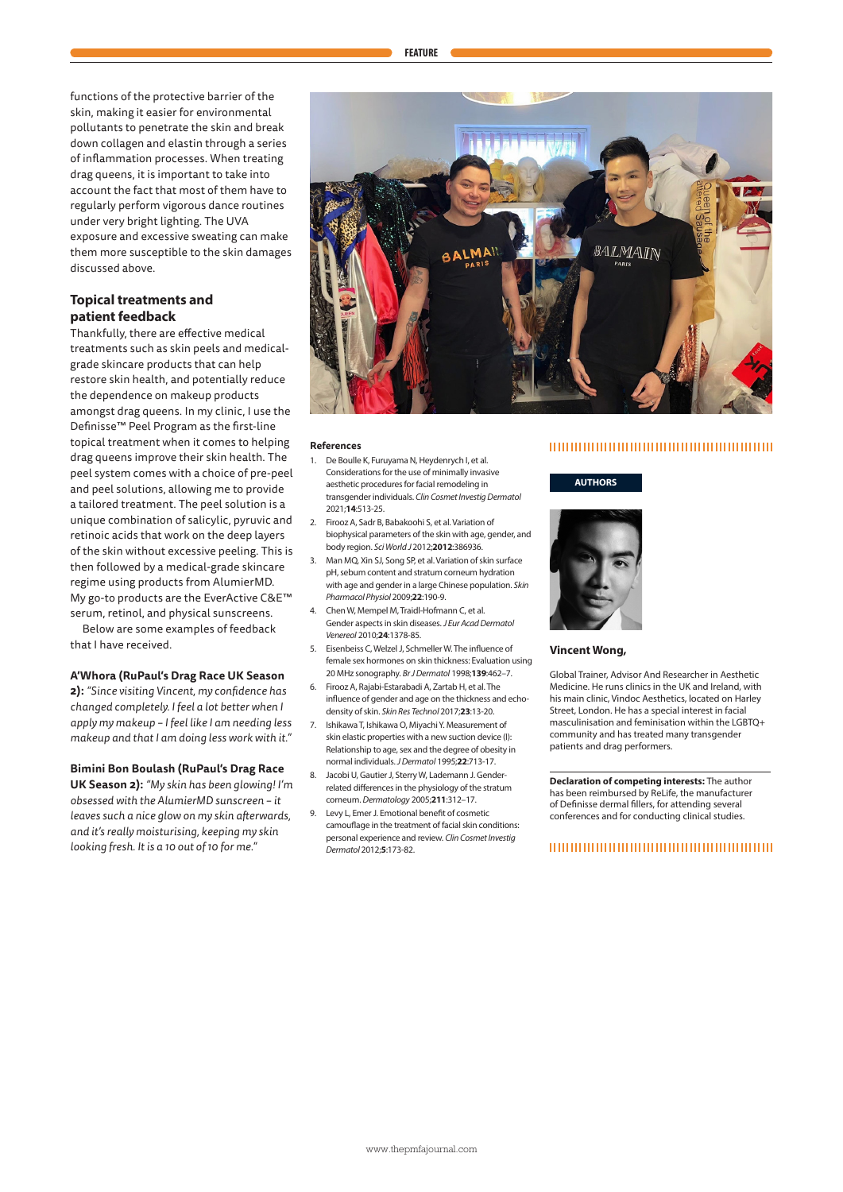functions of the protective barrier of the skin, making it easier for environmental pollutants to penetrate the skin and break down collagen and elastin through a series of inflammation processes. When treating drag queens, it is important to take into account the fact that most of them have to regularly perform vigorous dance routines under very bright lighting. The UVA exposure and excessive sweating can make them more susceptible to the skin damages discussed above.

## Topical treatments and patient feedback

Thankfully, there are effective medical treatments such as skin peels and medical-grade skincare products that can help restore skin health, and potentially reduce the dependence on makeup products amongst drag queens. In my clinic, I use the Definisse™ Peel Program as the first-line topical treatment when it comes to helping drag queens improve their skin health. The peel system comes with a choice of pre-peel and peel solutions, allowing me to provide a tailored treatment. The peel solution is a unique combination of salicylic, pyruvic and retinoic acids that work on the deep layers of the skin without excessive peeling. This is then followed by a medical-grade skincare regime using products from AlumierMD. My go-to products are the EverActive C&E™ serum, retinol, and physical sunscreens.

Below are some examples of feedback that I have received.

**A'Whora (RuPaul's Drag Race UK Season 2):** *"Since visiting Vincent, my confidence has changed completely. I feel a lot better when I apply my makeup – I feel like I am needing less makeup and that I am doing less work with it."*

**Bimini Bon Boulash (RuPaul's Drag Race UK Season 2):** *"My skin has been glowing! I'm obsessed with the AlumierMD sunscreen – it leaves such a nice glow on my skin afterwards, and it's really moisturising, keeping my skin looking fresh. It is a 10 out of 10 for me."*

### References

1. De Boulle K, Furuyama N, Heydenrych I, et al. Considerations for the use of minimally invasive aesthetic procedures for facial remodeling in transgender individuals. *Clin Cosmet Investig Dermatol* 2021;**14**:513-25.
2. Firooz A, Sadr B, Babakoohi S, et al. Variation of biophysical parameters of the skin with age, gender, and body region. *Sci World J* 2012;**2012**:386936.
3. Man MQ, Xin SJ, Song SP, et al. Variation of skin surface pH, sebum content and stratum corneum hydration with age and gender in a large Chinese population. *Skin Pharmacol Physiol* 2009;**22**:190-9.
4. Chen W, Mempel M, Traidl-Hofmann C, et al. Gender aspects in skin diseases. *J Eur Acad Dermatol Venereol* 2010;**24**:1378-85.
5. Eisenbeiss C, Welzel J, Schmeller W. The influence of female sex hormones on skin thickness: Evaluation using 20 MHz sonography. *Br J Dermatol* 1998;**139**:462–7.
6. Firooz A, Rajabi-Estarabadi A, Zartab H, et al. The influence of gender and age on the thickness and echo-density of skin. *Skin Res Technol* 2017;**23**:13-20.
7. Ishikawa T, Ishikawa O, Miyachi Y. Measurement of skin elastic properties with a new suction device (I): Relationship to age, sex and the degree of obesity in normal individuals. *J Dermatol* 1995;**22**:713-17.
8. Jacobi U, Gautier J, Sterry W, Lademann J. Gender-related differences in the physiology of the stratum corneum. *Dermatology* 2005;**211**:312–17.
9. Levy L, Emer J. Emotional benefit of cosmetic camouflage in the treatment of facial skin conditions: personal experience and review. *Clin Cosmet Investig Dermatol* 2012;**5**:173-82.

### AUTHORS

**Vincent Wong,**

Global Trainer, Advisor And Researcher in Aesthetic Medicine. He runs clinics in the UK and Ireland, with his main clinic, Vindoc Aesthetics, located on Harley Street, London. He has a special interest in facial masculinisation and feminisation within the LGBTQ+ community and has treated many transgender patients and drag performers.

**Declaration of competing interests:** The author has been reimbursed by ReLife, the manufacturer of Definisse dermal fillers, for attending several conferences and for conducting clinical studies.